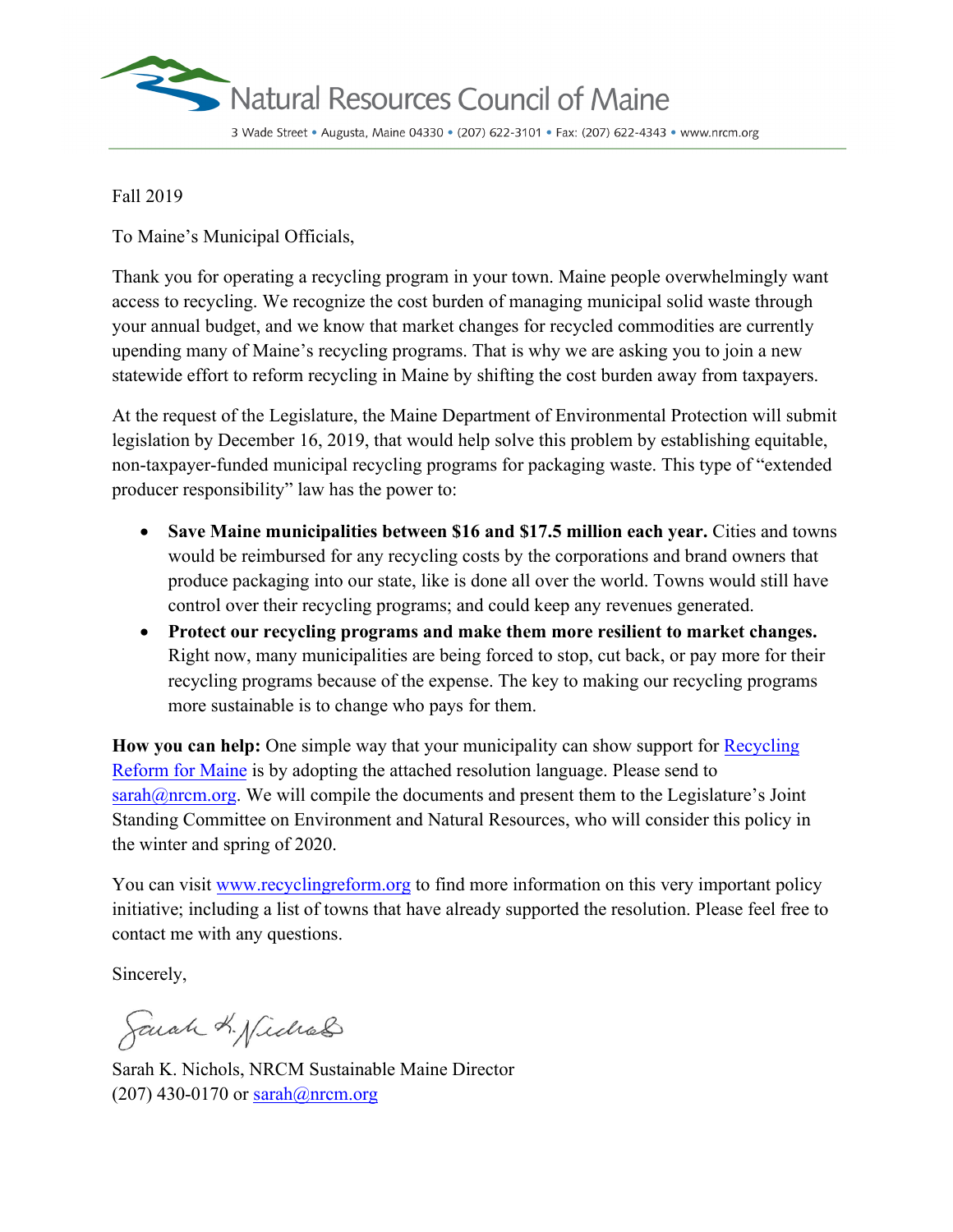Natural Resources Council of Maine

3 Wade Street • Augusta, Maine 04330 • (207) 622-3101 • Fax: (207) 622-4343 • www.nrcm.org

Fall 2019

To Maine's Municipal Officials,

Thank you for operating a recycling program in your town. Maine people overwhelmingly want access to recycling. We recognize the cost burden of managing municipal solid waste through your annual budget, and we know that market changes for recycled commodities are currently upending many of Maine's recycling programs. That is why we are asking you to join a new statewide effort to reform recycling in Maine by shifting the cost burden away from taxpayers.

At the request of the Legislature, the Maine Department of Environmental Protection will submit legislation by December 16, 2019, that would help solve this problem by establishing equitable, non-taxpayer-funded municipal recycling programs for packaging waste. This type of "extended producer responsibility" law has the power to:

- **Save Maine municipalities between $16 and $17.5 million each year.** Cities and towns would be reimbursed for any recycling costs by the corporations and brand owners that produce packaging into our state, like is done all over the world. Towns would still have control over their recycling programs; and could keep any revenues generated.
- **Protect our recycling programs and make them more resilient to market changes.** Right now, many municipalities are being forced to stop, cut back, or pay more for their recycling programs because of the expense. The key to making our recycling programs more sustainable is to change who pays for them.

**How you can help:** One simple way that your municipality can show support for Recycling Reform for Maine is by adopting the attached resolution language. Please send to sarah@nrcm.org. We will compile the documents and present them to the Legislature's Joint Standing Committee on Environment and Natural Resources, who will consider this policy in the winter and spring of 2020.

You can visit www.recyclingreform.org to find more information on this very important policy initiative; including a list of towns that have already supported the resolution. Please feel free to contact me with any questions.

Sincerely,

Sarah K. Nichols

Sarah K. Nichols, NRCM Sustainable Maine Director
(207) 430-0170 or sarah@nrcm.org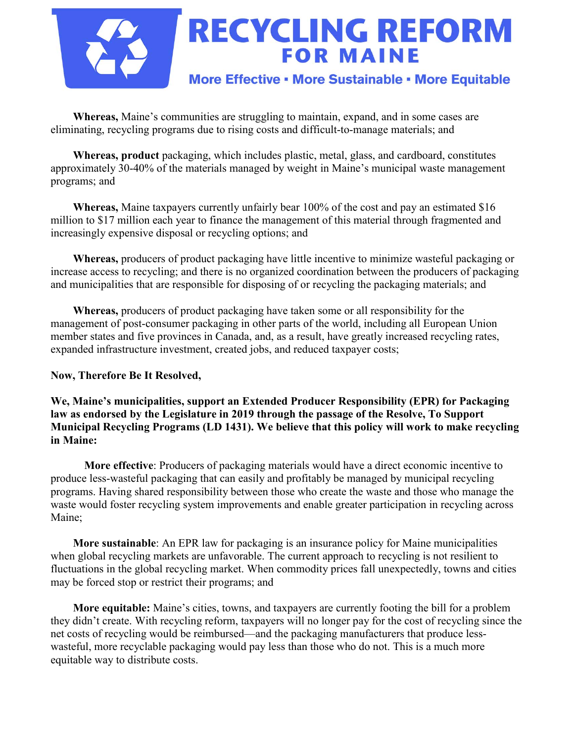# RECYCLING REFORM FOR MAINE

More Effective ▪ More Sustainable ▪ More Equitable

**Whereas,** Maine's communities are struggling to maintain, expand, and in some cases are eliminating, recycling programs due to rising costs and difficult-to-manage materials; and

**Whereas, product** packaging, which includes plastic, metal, glass, and cardboard, constitutes approximately 30-40% of the materials managed by weight in Maine's municipal waste management programs; and

**Whereas,** Maine taxpayers currently unfairly bear 100% of the cost and pay an estimated $16 million to $17 million each year to finance the management of this material through fragmented and increasingly expensive disposal or recycling options; and

**Whereas,** producers of product packaging have little incentive to minimize wasteful packaging or increase access to recycling; and there is no organized coordination between the producers of packaging and municipalities that are responsible for disposing of or recycling the packaging materials; and

**Whereas,** producers of product packaging have taken some or all responsibility for the management of post-consumer packaging in other parts of the world, including all European Union member states and five provinces in Canada, and, as a result, have greatly increased recycling rates, expanded infrastructure investment, created jobs, and reduced taxpayer costs;

**Now, Therefore Be It Resolved,**

**We, Maine's municipalities, support an Extended Producer Responsibility (EPR) for Packaging law as endorsed by the Legislature in 2019 through the passage of the Resolve, To Support Municipal Recycling Programs (LD 1431). We believe that this policy will work to make recycling in Maine:**

**More effective**: Producers of packaging materials would have a direct economic incentive to produce less-wasteful packaging that can easily and profitably be managed by municipal recycling programs. Having shared responsibility between those who create the waste and those who manage the waste would foster recycling system improvements and enable greater participation in recycling across Maine;

**More sustainable**: An EPR law for packaging is an insurance policy for Maine municipalities when global recycling markets are unfavorable. The current approach to recycling is not resilient to fluctuations in the global recycling market. When commodity prices fall unexpectedly, towns and cities may be forced stop or restrict their programs; and

**More equitable:** Maine's cities, towns, and taxpayers are currently footing the bill for a problem they didn't create. With recycling reform, taxpayers will no longer pay for the cost of recycling since the net costs of recycling would be reimbursed—and the packaging manufacturers that produce less-wasteful, more recyclable packaging would pay less than those who do not. This is a much more equitable way to distribute costs.